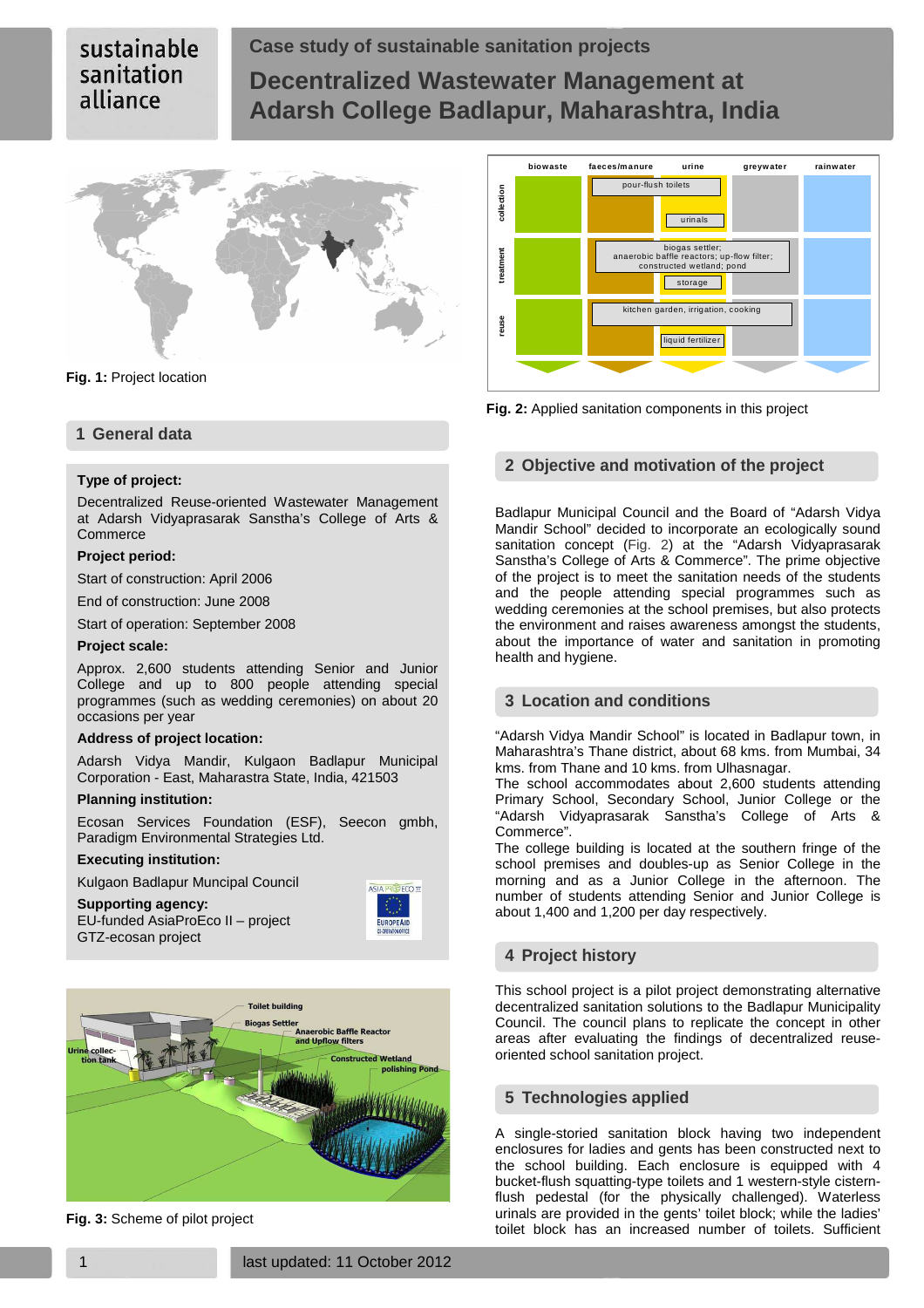# Case study of sustainable sanitation projects

# Decentralized Wastewater Management at Adarsh College Badlapur, Maharashtra, India

**Fig. 1:** Project location

**Fig. 2:** Applied sanitation components in this project

## 1 General data

**Type of project:**

Decentralized Reuse-oriented Wastewater Management at Adarsh Vidyaprasarak Sanstha's College of Arts & Commerce

**Project period:**

Start of construction: April 2006

End of construction: June 2008

Start of operation: September 2008

**Project scale:**

Approx. 2,600 students attending Senior and Junior College and up to 800 people attending special programmes (such as wedding ceremonies) on about 20 occasions per year

**Address of project location:**

Adarsh Vidya Mandir, Kulgaon Badlapur Municipal Corporation - East, Maharastra State, India, 421503

**Planning institution:**

Ecosan Services Foundation (ESF), Seecon gmbh, Paradigm Environmental Strategies Ltd.

**Executing institution:**

Kulgaon Badlapur Muncipal Council

**Supporting agency:**

EU-funded AsiaProEco II – project

GTZ-ecosan project

**Fig. 3:** Scheme of pilot project

## 2 Objective and motivation of the project

Badlapur Municipal Council and the Board of "Adarsh Vidya Mandir School" decided to incorporate an ecologically sound sanitation concept (Fig. 2) at the "Adarsh Vidyaprasarak Sanstha's College of Arts & Commerce". The prime objective of the project is to meet the sanitation needs of the students and the people attending special programmes such as wedding ceremonies at the school premises, but also protects the environment and raises awareness amongst the students, about the importance of water and sanitation in promoting health and hygiene.

## 3 Location and conditions

"Adarsh Vidya Mandir School" is located in Badlapur town, in Maharashtra's Thane district, about 68 kms. from Mumbai, 34 kms. from Thane and 10 kms. from Ulhasnagar.

The school accommodates about 2,600 students attending Primary School, Secondary School, Junior College or the "Adarsh Vidyaprasarak Sanstha's College of Arts & Commerce".

The college building is located at the southern fringe of the school premises and doubles-up as Senior College in the morning and as a Junior College in the afternoon. The number of students attending Senior and Junior College is about 1,400 and 1,200 per day respectively.

## 4 Project history

This school project is a pilot project demonstrating alternative decentralized sanitation solutions to the Badlapur Municipality Council. The council plans to replicate the concept in other areas after evaluating the findings of decentralized reuse-oriented school sanitation project.

## 5 Technologies applied

A single-storied sanitation block having two independent enclosures for ladies and gents has been constructed next to the school building. Each enclosure is equipped with 4 bucket-flush squatting-type toilets and 1 western-style cistern-flush pedestal (for the physically challenged). Waterless urinals are provided in the gents' toilet block; while the ladies' toilet block has an increased number of toilets. Sufficient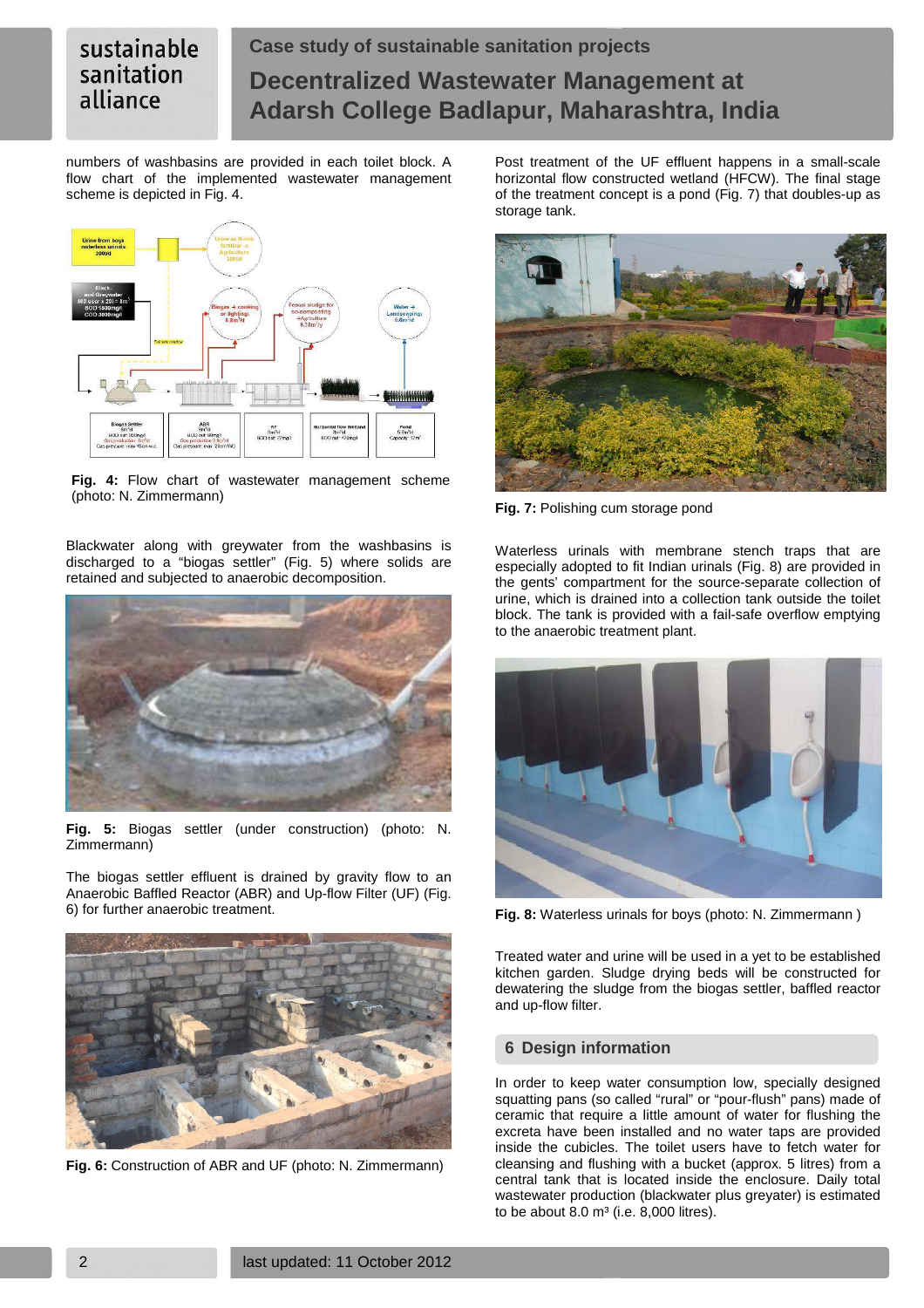numbers of washbasins are provided in each toilet block. A flow chart of the implemented wastewater management scheme is depicted in Fig. 4.

**Fig. 4:** Flow chart of wastewater management scheme (photo: N. Zimmermann)

Blackwater along with greywater from the washbasins is discharged to a "biogas settler" (Fig. 5) where solids are retained and subjected to anaerobic decomposition.

**Fig. 5:** Biogas settler (under construction) (photo: N. Zimmermann)

The biogas settler effluent is drained by gravity flow to an Anaerobic Baffled Reactor (ABR) and Up-flow Filter (UF) (Fig. 6) for further anaerobic treatment.

**Fig. 6:** Construction of ABR and UF (photo: N. Zimmermann)

Post treatment of the UF effluent happens in a small-scale horizontal flow constructed wetland (HFCW). The final stage of the treatment concept is a pond (Fig. 7) that doubles-up as storage tank.

**Fig. 7:** Polishing cum storage pond

Waterless urinals with membrane stench traps that are especially adopted to fit Indian urinals (Fig. 8) are provided in the gents' compartment for the source-separate collection of urine, which is drained into a collection tank outside the toilet block. The tank is provided with a fail-safe overflow emptying to the anaerobic treatment plant.

**Fig. 8:** Waterless urinals for boys (photo: N. Zimmermann )

Treated water and urine will be used in a yet to be established kitchen garden. Sludge drying beds will be constructed for dewatering the sludge from the biogas settler, baffled reactor and up-flow filter.

## 6 Design information

In order to keep water consumption low, specially designed squatting pans (so called "rural" or "pour-flush" pans) made of ceramic that require a little amount of water for flushing the excreta have been installed and no water taps are provided inside the cubicles. The toilet users have to fetch water for cleansing and flushing with a bucket (approx. 5 litres) from a central tank that is located inside the enclosure. Daily total wastewater production (blackwater plus greyater) is estimated to be about 8.0 m³ (i.e. 8,000 litres).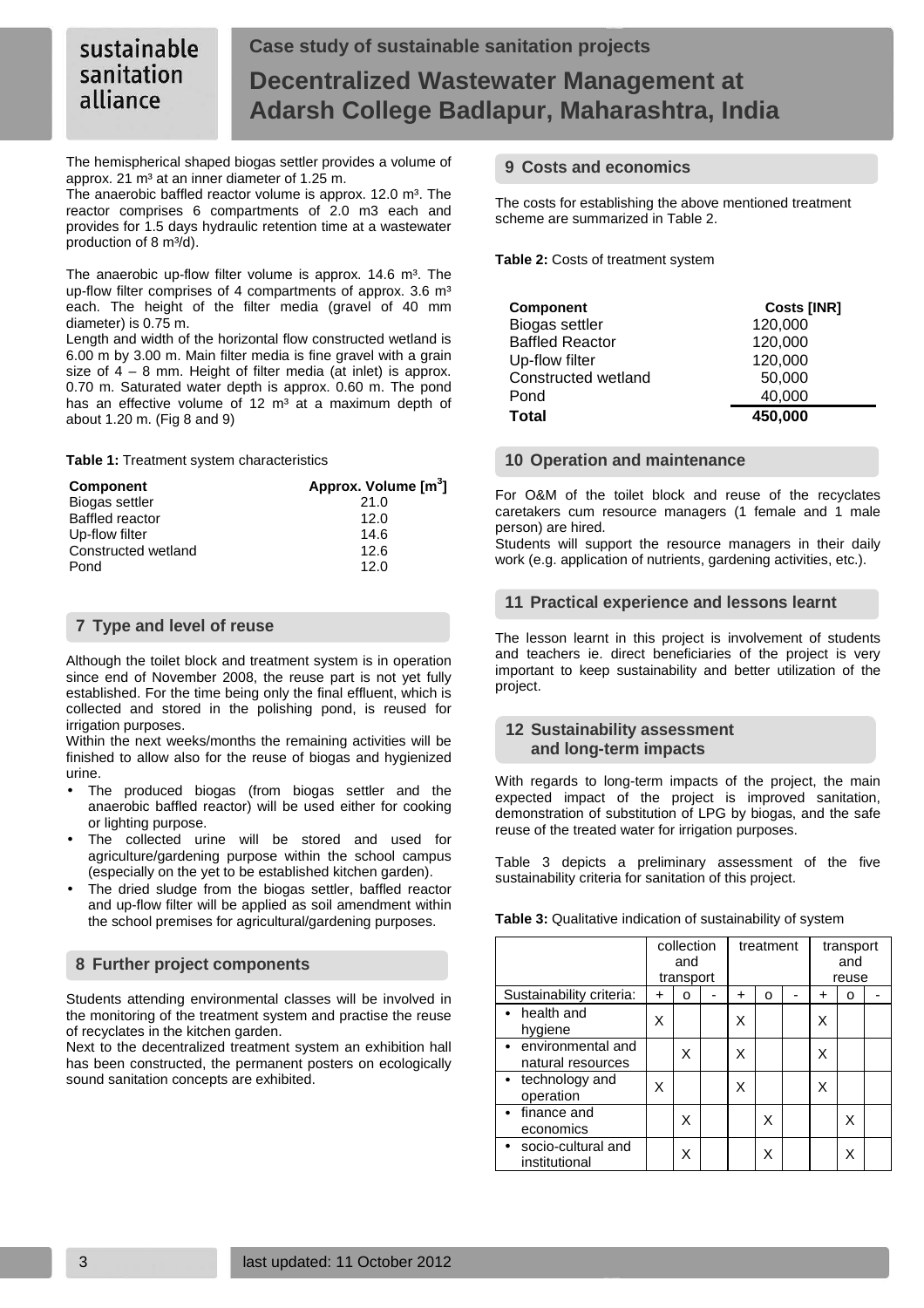The hemispherical shaped biogas settler provides a volume of approx. 21 m³ at an inner diameter of 1.25 m.

The anaerobic baffled reactor volume is approx. 12.0 m³. The reactor comprises 6 compartments of 2.0 m3 each and provides for 1.5 days hydraulic retention time at a wastewater production of 8 m³/d).

The anaerobic up-flow filter volume is approx. 14.6 m³. The up-flow filter comprises of 4 compartments of approx. 3.6 m³ each. The height of the filter media (gravel of 40 mm diameter) is 0.75 m.

Length and width of the horizontal flow constructed wetland is 6.00 m by 3.00 m. Main filter media is fine gravel with a grain size of 4 – 8 mm. Height of filter media (at inlet) is approx. 0.70 m. Saturated water depth is approx. 0.60 m. The pond has an effective volume of 12 m³ at a maximum depth of about 1.20 m. (Fig 8 and 9)

**Table 1:** Treatment system characteristics

| Component | Approx. Volume [m³] |
|---|---|
| Biogas settler | 21.0 |
| Baffled reactor | 12.0 |
| Up-flow filter | 14.6 |
| Constructed wetland | 12.6 |
| Pond | 12.0 |

## 7 Type and level of reuse

Although the toilet block and treatment system is in operation since end of November 2008, the reuse part is not yet fully established. For the time being only the final effluent, which is collected and stored in the polishing pond, is reused for irrigation purposes.

Within the next weeks/months the remaining activities will be finished to allow also for the reuse of biogas and hygienized urine.

- The produced biogas (from biogas settler and the anaerobic baffled reactor) will be used either for cooking or lighting purpose.
- The collected urine will be stored and used for agriculture/gardening purpose within the school campus (especially on the yet to be established kitchen garden).
- The dried sludge from the biogas settler, baffled reactor and up-flow filter will be applied as soil amendment within the school premises for agricultural/gardening purposes.

## 8 Further project components

Students attending environmental classes will be involved in the monitoring of the treatment system and practise the reuse of recyclates in the kitchen garden.

Next to the decentralized treatment system an exhibition hall has been constructed, the permanent posters on ecologically sound sanitation concepts are exhibited.

## 9 Costs and economics

The costs for establishing the above mentioned treatment scheme are summarized in Table 2.

**Table 2:** Costs of treatment system

| Component | Costs [INR] |
|---|---|
| Biogas settler | 120,000 |
| Baffled Reactor | 120,000 |
| Up-flow filter | 120,000 |
| Constructed wetland | 50,000 |
| Pond | 40,000 |
| **Total** | **450,000** |

## 10 Operation and maintenance

For O&M of the toilet block and reuse of the recyclates caretakers cum resource managers (1 female and 1 male person) are hired.

Students will support the resource managers in their daily work (e.g. application of nutrients, gardening activities, etc.).

## 11 Practical experience and lessons learnt

The lesson learnt in this project is involvement of students and teachers ie. direct beneficiaries of the project is very important to keep sustainability and better utilization of the project.

## 12 Sustainability assessment and long-term impacts

With regards to long-term impacts of the project, the main expected impact of the project is improved sanitation, demonstration of substitution of LPG by biogas, and the safe reuse of the treated water for irrigation purposes.

Table 3 depicts a preliminary assessment of the five sustainability criteria for sanitation of this project.

**Table 3:** Qualitative indication of sustainability of system

| | collection and transport | | | treatment | | | transport and reuse | | |
|---|---|---|---|---|---|---|---|---|---|
| Sustainability criteria: | + | o | - | + | o | - | + | o | - |
| • health and hygiene | X | | | X | | | X | | |
| • environmental and natural resources | | X | | X | | | X | | |
| • technology and operation | X | | | X | | | X | | |
| • finance and economics | | X | | | X | | | X | |
| • socio-cultural and institutional | | X | | | X | | | X | |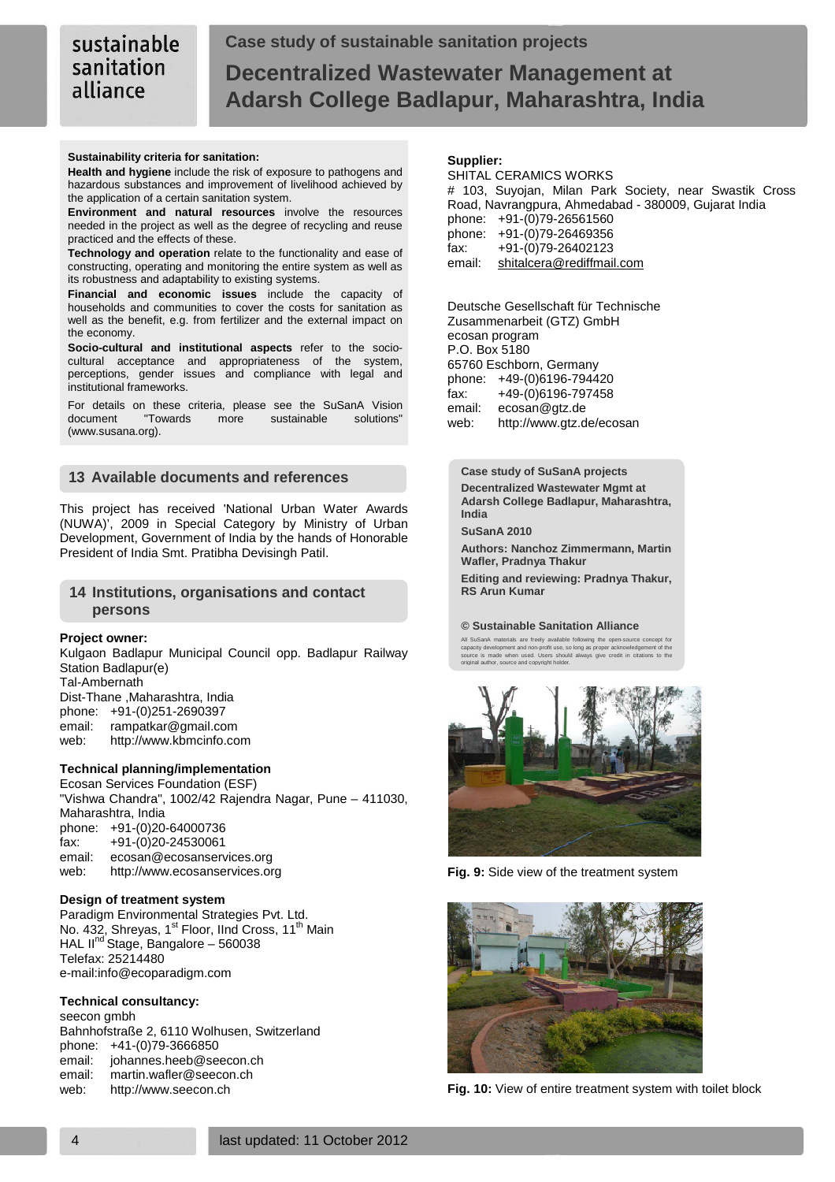**Sustainability criteria for sanitation:**

**Health and hygiene** include the risk of exposure to pathogens and hazardous substances and improvement of livelihood achieved by the application of a certain sanitation system.

**Environment and natural resources** involve the resources needed in the project as well as the degree of recycling and reuse practiced and the effects of these.

**Technology and operation** relate to the functionality and ease of constructing, operating and monitoring the entire system as well as its robustness and adaptability to existing systems.

**Financial and economic issues** include the capacity of households and communities to cover the costs for sanitation as well as the benefit, e.g. from fertilizer and the external impact on the economy.

**Socio-cultural and institutional aspects** refer to the socio-cultural acceptance and appropriateness of the system, perceptions, gender issues and compliance with legal and institutional frameworks.

For details on these criteria, please see the SuSanA Vision document "Towards more sustainable solutions" (www.susana.org).

## 13 Available documents and references

This project has received 'National Urban Water Awards (NUWA)', 2009 in Special Category by Ministry of Urban Development, Government of India by the hands of Honorable President of India Smt. Pratibha Devisingh Patil.

## 14 Institutions, organisations and contact persons

**Project owner:**
Kulgaon Badlapur Municipal Council opp. Badlapur Railway Station Badlapur(e)
Tal-Ambernath
Dist-Thane ,Maharashtra, India
phone: +91-(0)251-2690397
email: rampatkar@gmail.com
web: http://www.kbmcinfo.com

**Technical planning/implementation**
Ecosan Services Foundation (ESF)
"Vishwa Chandra", 1002/42 Rajendra Nagar, Pune – 411030, Maharashtra, India
phone: +91-(0)20-64000736
fax: +91-(0)20-24530061
email: ecosan@ecosanservices.org
web: http://www.ecosanservices.org

**Design of treatment system**
Paradigm Environmental Strategies Pvt. Ltd.
No. 432, Shreyas, 1st Floor, IInd Cross, 11th Main
HAL IInd Stage, Bangalore – 560038
Telefax: 25214480
e-mail:info@ecoparadigm.com

**Technical consultancy:**
seecon gmbh
Bahnhofstraße 2, 6110 Wolhusen, Switzerland
phone: +41-(0)79-3666850
email: johannes.heeb@seecon.ch
email: martin.wafler@seecon.ch
web: http://www.seecon.ch

**Supplier:**
SHITAL CERAMICS WORKS
# 103, Suyojan, Milan Park Society, near Swastik Cross Road, Navrangpura, Ahmedabad - 380009, Gujarat India
phone: +91-(0)79-26561560
phone: +91-(0)79-26469356
fax: +91-(0)79-26402123
email: shitalcera@rediffmail.com

Deutsche Gesellschaft für Technische Zusammenarbeit (GTZ) GmbH
ecosan program
P.O. Box 5180
65760 Eschborn, Germany
phone: +49-(0)6196-794420
fax: +49-(0)6196-797458
email: ecosan@gtz.de
web: http://www.gtz.de/ecosan

**Case study of SuSanA projects**

**Decentralized Wastewater Mgmt at Adarsh College Badlapur, Maharashtra, India**

**SuSanA 2010**

**Authors: Nanchoz Zimmermann, Martin Wafler, Pradnya Thakur**

**Editing and reviewing: Pradnya Thakur, RS Arun Kumar**

**© Sustainable Sanitation Alliance**

All SuSanA materials are freely available following the open-source concept for capacity development and non-profit use, so long as proper acknowledgement of the source is made when used. Users should always give credit in citations to the original author, source and copyright holder.

**Fig. 9:** Side view of the treatment system

**Fig. 10:** View of entire treatment system with toilet block